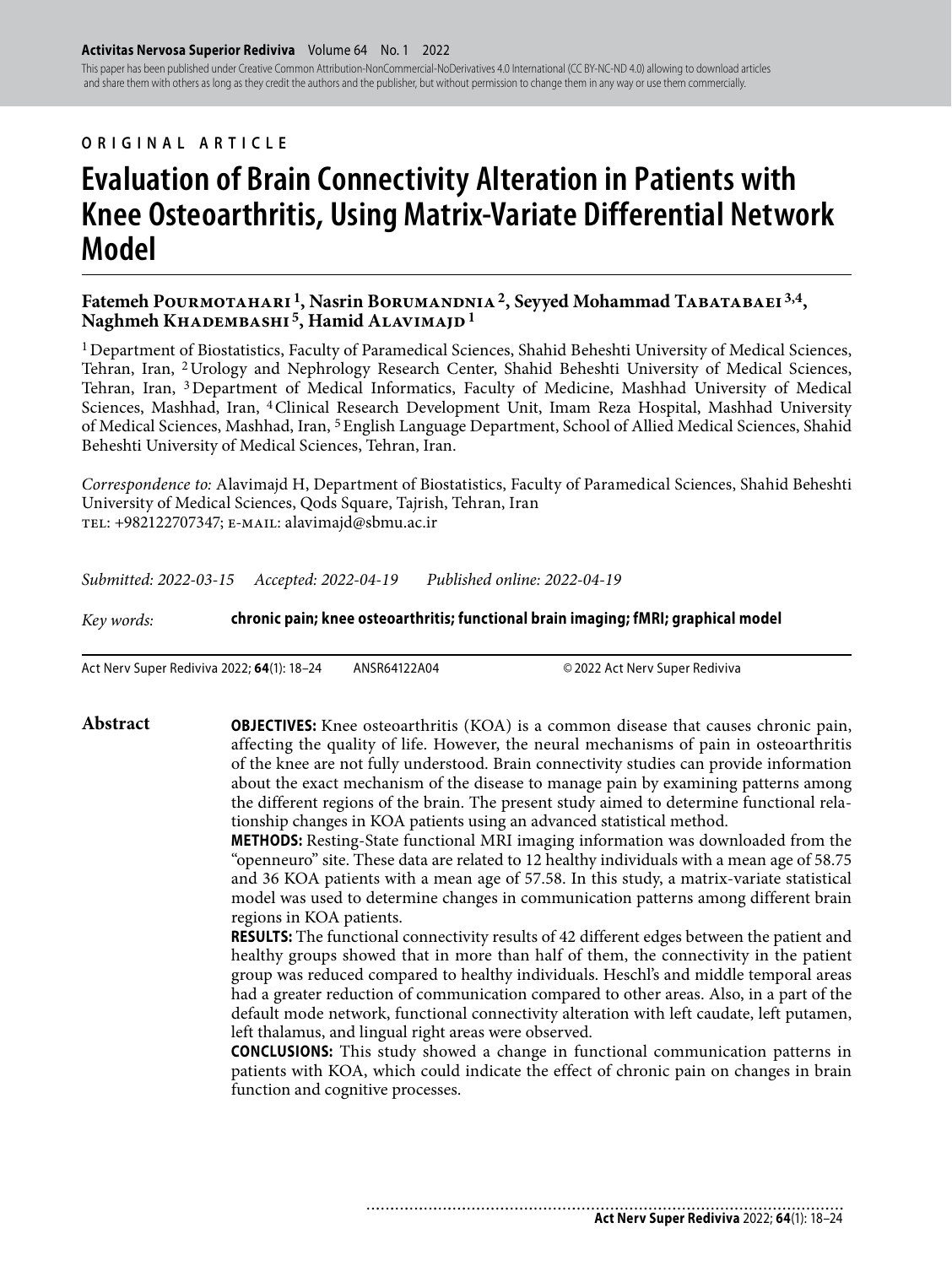ORIGINAL ARTICLE

# Evaluation of Brain Connectivity Alteration in Patients with Knee Osteoarthritis, Using Matrix-Variate Differential Network Model

**Fatemeh Pourmotahari [1], Nasrin Borumandnia [2], Seyyed Mohammad Tabatabaei [3,4], Naghmeh Khadembashi [5], Hamid Alavimajd [1]**

[1] Department of Biostatistics, Faculty of Paramedical Sciences, Shahid Beheshti University of Medical Sciences, Tehran, Iran, [2] Urology and Nephrology Research Center, Shahid Beheshti University of Medical Sciences, Tehran, Iran, [3] Department of Medical Informatics, Faculty of Medicine, Mashhad University of Medical Sciences, Mashhad, Iran, [4] Clinical Research Development Unit, Imam Reza Hospital, Mashhad University of Medical Sciences, Mashhad, Iran, [5] English Language Department, School of Allied Medical Sciences, Shahid Beheshti University of Medical Sciences, Tehran, Iran.

*Correspondence to:* Alavimajd H, Department of Biostatistics, Faculty of Paramedical Sciences, Shahid Beheshti University of Medical Sciences, Qods Square, Tajrish, Tehran, Iran
TEL: +982122707347; E-MAIL: alavimajd@sbmu.ac.ir

*Submitted: 2022-03-15 Accepted: 2022-04-19 Published online: 2022-04-19*

*Key words:* **chronic pain; knee osteoarthritis; functional brain imaging; fMRI; graphical model**

Act Nerv Super Rediviva 2022; **64**(1): 18–24 ANSR64122A04 © 2022 Act Nerv Super Rediviva

## Abstract

**OBJECTIVES:** Knee osteoarthritis (KOA) is a common disease that causes chronic pain, affecting the quality of life. However, the neural mechanisms of pain in osteoarthritis of the knee are not fully understood. Brain connectivity studies can provide information about the exact mechanism of the disease to manage pain by examining patterns among the different regions of the brain. The present study aimed to determine functional relationship changes in KOA patients using an advanced statistical method.

**METHODS:** Resting-State functional MRI imaging information was downloaded from the "openneuro" site. These data are related to 12 healthy individuals with a mean age of 58.75 and 36 KOA patients with a mean age of 57.58. In this study, a matrix-variate statistical model was used to determine changes in communication patterns among different brain regions in KOA patients.

**RESULTS:** The functional connectivity results of 42 different edges between the patient and healthy groups showed that in more than half of them, the connectivity in the patient group was reduced compared to healthy individuals. Heschl's and middle temporal areas had a greater reduction of communication compared to other areas. Also, in a part of the default mode network, functional connectivity alteration with left caudate, left putamen, left thalamus, and lingual right areas were observed.

**CONCLUSIONS:** This study showed a change in functional communication patterns in patients with KOA, which could indicate the effect of chronic pain on changes in brain function and cognitive processes.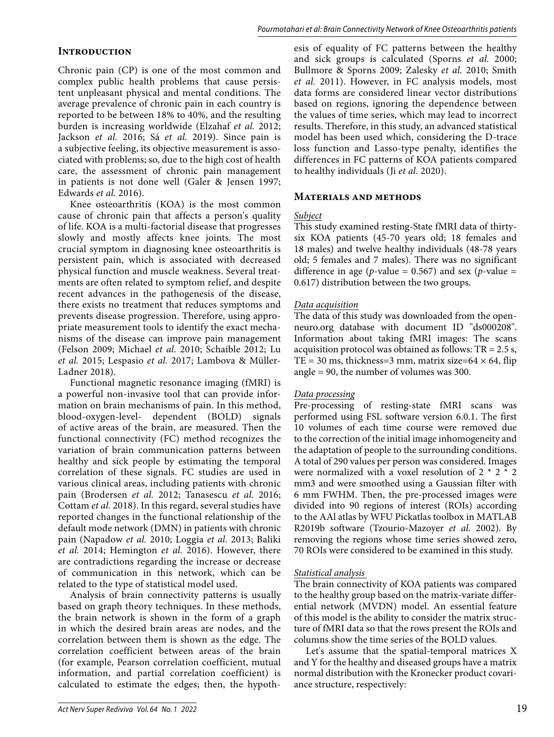## Introduction

Chronic pain (CP) is one of the most common and complex public health problems that cause persistent unpleasant physical and mental conditions. The average prevalence of chronic pain in each country is reported to be between 18% to 40%, and the resulting burden is increasing worldwide (Elzahaf *et al.* 2012; Jackson *et al.* 2016; Sá *et al.* 2019). Since pain is a subjective feeling, its objective measurement is associated with problems; so, due to the high cost of health care, the assessment of chronic pain management in patients is not done well (Galer & Jensen 1997; Edwards *et al.* 2016).

Knee osteoarthritis (KOA) is the most common cause of chronic pain that affects a person's quality of life. KOA is a multi-factorial disease that progresses slowly and mostly affects knee joints. The most crucial symptom in diagnosing knee osteoarthritis is persistent pain, which is associated with decreased physical function and muscle weakness. Several treatments are often related to symptom relief, and despite recent advances in the pathogenesis of the disease, there exists no treatment that reduces symptoms and prevents disease progression. Therefore, using appropriate measurement tools to identify the exact mechanisms of the disease can improve pain management (Felson 2009; Michael *et al.* 2010; Schaible 2012; Lu *et al.* 2015; Lespasio *et al.* 2017; Lambova & Müller-Ladner 2018).

Functional magnetic resonance imaging (fMRI) is a powerful non-invasive tool that can provide information on brain mechanisms of pain. In this method, blood-oxygen-level- dependent (BOLD) signals of active areas of the brain, are measured. Then the functional connectivity (FC) method recognizes the variation of brain communication patterns between healthy and sick people by estimating the temporal correlation of these signals. FC studies are used in various clinical areas, including patients with chronic pain (Brodersen *et al.* 2012; Tanasescu *et al.* 2016; Cottam *et al.* 2018). In this regard, several studies have reported changes in the functional relationship of the default mode network (DMN) in patients with chronic pain (Napadow *et al.* 2010; Loggia *et al.* 2013; Baliki *et al.* 2014; Hemington *et al.* 2016). However, there are contradictions regarding the increase or decrease of communication in this network, which can be related to the type of statistical model used.

Analysis of brain connectivity patterns is usually based on graph theory techniques. In these methods, the brain network is shown in the form of a graph in which the desired brain areas are nodes, and the correlation between them is shown as the edge. The correlation coefficient between areas of the brain (for example, Pearson correlation coefficient, mutual information, and partial correlation coefficient) is calculated to estimate the edges; then, the hypothesis of equality of FC patterns between the healthy and sick groups is calculated (Sporns *et al.* 2000; Bullmore & Sporns 2009; Zalesky *et al.* 2010; Smith *et al.* 2011). However, in FC analysis models, most data forms are considered linear vector distributions based on regions, ignoring the dependence between the values of time series, which may lead to incorrect results. Therefore, in this study, an advanced statistical model has been used which, considering the D-trace loss function and Lasso-type penalty, identifies the differences in FC patterns of KOA patients compared to healthy individuals (Ji *et al.* 2020).

## Materials and methods

### *Subject*

This study examined resting-State fMRI data of thirty-six KOA patients (45-70 years old; 18 females and 18 males) and twelve healthy individuals (48-78 years old; 5 females and 7 males). There was no significant difference in age ($p$-value = 0.567) and sex ($p$-value = 0.617) distribution between the two groups.

### *Data acquisition*

The data of this study was downloaded from the openneuro.org database with document ID "ds000208". Information about taking fMRI images: The scans acquisition protocol was obtained as follows: TR = 2.5 s, TE = 30 ms, thickness=3 mm, matrix size=$64 \times 64$, flip angle = 90, the number of volumes was 300.

### *Data processing*

Pre-processing of resting-state fMRI scans was performed using FSL software version 6.0.1. The first 10 volumes of each time course were removed due to the correction of the initial image inhomogeneity and the adaptation of people to the surrounding conditions. A total of 290 values per person was considered. Images were normalized with a voxel resolution of 2 * 2 * 2 mm3 and were smoothed using a Gaussian filter with 6 mm FWHM. Then, the pre-processed images were divided into 90 regions of interest (ROIs) according to the AAl atlas by WFU Pickatlas toolbox in MATLAB R2019b software (Tzourio-Mazoyer *et al.* 2002). By removing the regions whose time series showed zero, 70 ROIs were considered to be examined in this study.

### *Statistical analysis*

The brain connectivity of KOA patients was compared to the healthy group based on the matrix-variate differential network (MVDN) model. An essential feature of this model is the ability to consider the matrix structure of fMRI data so that the rows present the ROIs and columns show the time series of the BOLD values.

Let's assume that the spatial-temporal matrices X and Y for the healthy and diseased groups have a matrix normal distribution with the Kronecker product covariance structure, respectively: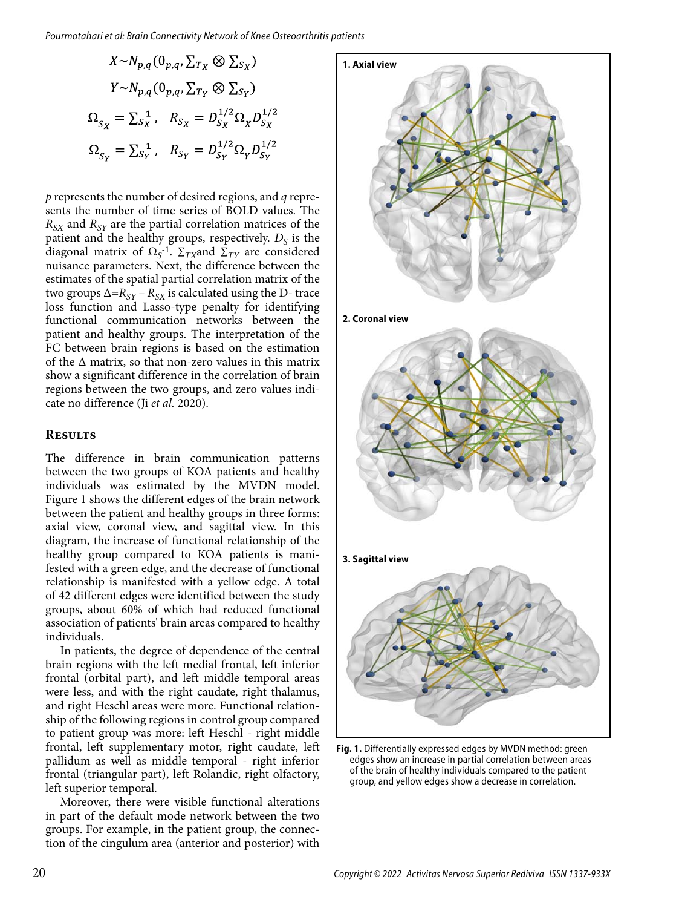$$X \sim N_{p,q}(0_{p,q}, \Sigma_{T_X} \otimes \Sigma_{S_X})$$

$$Y \sim N_{p,q}(0_{p,q}, \Sigma_{T_Y} \otimes \Sigma_{S_Y})$$

$$\Omega_{S_X} = \Sigma_{S_X}^{-1}, \quad R_{S_X} = D_{S_X}^{1/2} \Omega_X D_{S_X}^{1/2}$$

$$\Omega_{S_Y} = \Sigma_{S_Y}^{-1}, \quad R_{S_Y} = D_{S_Y}^{1/2} \Omega_Y D_{S_Y}^{1/2}$$

$p$ represents the number of desired regions, and $q$ represents the number of time series of BOLD values. The $R_{SX}$ and $R_{SY}$ are the partial correlation matrices of the patient and the healthy groups, respectively. $D_S$ is the diagonal matrix of $\Omega_S^{-1}$. $\Sigma_{TX}$ and $\Sigma_{TY}$ are considered nuisance parameters. Next, the difference between the estimates of the spatial partial correlation matrix of the two groups $\Delta = R_{SY} - R_{SX}$ is calculated using the D- trace loss function and Lasso-type penalty for identifying functional communication networks between the patient and healthy groups. The interpretation of the FC between brain regions is based on the estimation of the $\Delta$ matrix, so that non-zero values in this matrix show a significant difference in the correlation of brain regions between the two groups, and zero values indicate no difference (Ji *et al.* 2020).

## Results

The difference in brain communication patterns between the two groups of KOA patients and healthy individuals was estimated by the MVDN model. Figure 1 shows the different edges of the brain network between the patient and healthy groups in three forms: axial view, coronal view, and sagittal view. In this diagram, the increase of functional relationship of the healthy group compared to KOA patients is manifested with a green edge, and the decrease of functional relationship is manifested with a yellow edge. A total of 42 different edges were identified between the study groups, about 60% of which had reduced functional association of patients' brain areas compared to healthy individuals.

In patients, the degree of dependence of the central brain regions with the left medial frontal, left inferior frontal (orbital part), and left middle temporal areas were less, and with the right caudate, right thalamus, and right Heschl areas were more. Functional relationship of the following regions in control group compared to patient group was more: left Heschl - right middle frontal, left supplementary motor, right caudate, left pallidum as well as middle temporal - right inferior frontal (triangular part), left Rolandic, right olfactory, left superior temporal.

Moreover, there were visible functional alterations in part of the default mode network between the two groups. For example, in the patient group, the connection of the cingulum area (anterior and posterior) with

**1. Axial view**

**2. Coronal view**

**3. Sagittal view**

**Fig. 1.** Differentially expressed edges by MVDN method: green edges show an increase in partial correlation between areas of the brain of healthy individuals compared to the patient group, and yellow edges show a decrease in correlation.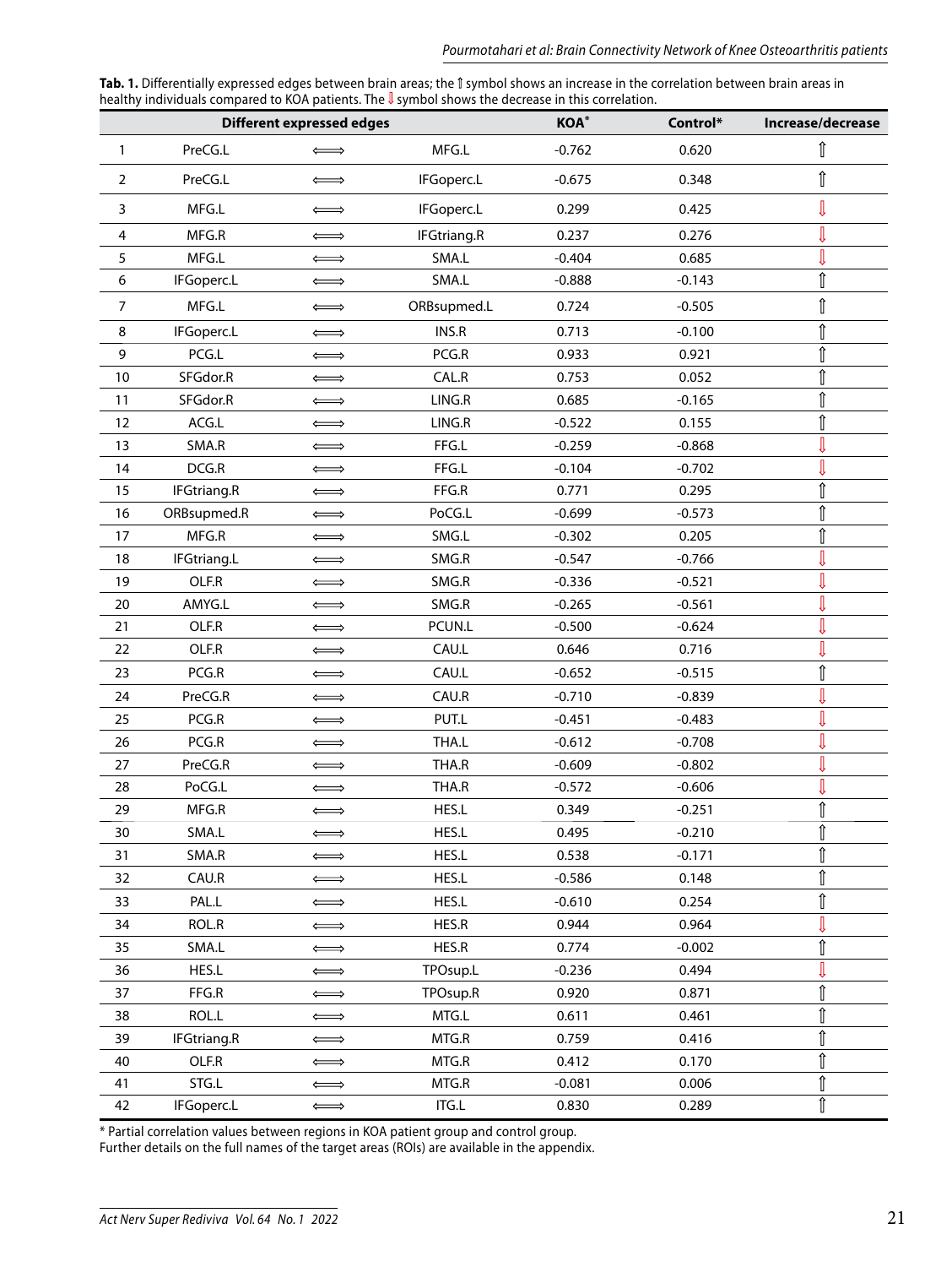**Tab. 1.** Differentially expressed edges between brain areas; the ⇑ symbol shows an increase in the correlation between brain areas in healthy individuals compared to KOA patients. The ⇓ symbol shows the decrease in this correlation.

| | Different expressed edges | | | KOA* | Control* | Increase/decrease |
|---|---|---|---|---|---|---|
| 1 | PreCG.L | ⟺ | MFG.L | -0.762 | 0.620 | ⇑ |
| 2 | PreCG.L | ⟺ | IFGoperc.L | -0.675 | 0.348 | ⇑ |
| 3 | MFG.L | ⟺ | IFGoperc.L | 0.299 | 0.425 | ⇓ |
| 4 | MFG.R | ⟺ | IFGtriang.R | 0.237 | 0.276 | ⇓ |
| 5 | MFG.L | ⟺ | SMA.L | -0.404 | 0.685 | ⇓ |
| 6 | IFGoperc.L | ⟺ | SMA.L | -0.888 | -0.143 | ⇑ |
| 7 | MFG.L | ⟺ | ORBsupmed.L | 0.724 | -0.505 | ⇑ |
| 8 | IFGoperc.L | ⟺ | INS.R | 0.713 | -0.100 | ⇑ |
| 9 | PCG.L | ⟺ | PCG.R | 0.933 | 0.921 | ⇑ |
| 10 | SFGdor.R | ⟺ | CAL.R | 0.753 | 0.052 | ⇑ |
| 11 | SFGdor.R | ⟺ | LING.R | 0.685 | -0.165 | ⇑ |
| 12 | ACG.L | ⟺ | LING.R | -0.522 | 0.155 | ⇑ |
| 13 | SMA.R | ⟺ | FFG.L | -0.259 | -0.868 | ⇓ |
| 14 | DCG.R | ⟺ | FFG.L | -0.104 | -0.702 | ⇓ |
| 15 | IFGtriang.R | ⟺ | FFG.R | 0.771 | 0.295 | ⇑ |
| 16 | ORBsupmed.R | ⟺ | PoCG.L | -0.699 | -0.573 | ⇑ |
| 17 | MFG.R | ⟺ | SMG.L | -0.302 | 0.205 | ⇑ |
| 18 | IFGtriang.L | ⟺ | SMG.R | -0.547 | -0.766 | ⇓ |
| 19 | OLF.R | ⟺ | SMG.R | -0.336 | -0.521 | ⇓ |
| 20 | AMYG.L | ⟺ | SMG.R | -0.265 | -0.561 | ⇓ |
| 21 | OLF.R | ⟺ | PCUN.L | -0.500 | -0.624 | ⇓ |
| 22 | OLF.R | ⟺ | CAU.L | 0.646 | 0.716 | ⇓ |
| 23 | PCG.R | ⟺ | CAU.L | -0.652 | -0.515 | ⇑ |
| 24 | PreCG.R | ⟺ | CAU.R | -0.710 | -0.839 | ⇓ |
| 25 | PCG.R | ⟺ | PUT.L | -0.451 | -0.483 | ⇓ |
| 26 | PCG.R | ⟺ | THA.L | -0.612 | -0.708 | ⇓ |
| 27 | PreCG.R | ⟺ | THA.R | -0.609 | -0.802 | ⇓ |
| 28 | PoCG.L | ⟺ | THA.R | -0.572 | -0.606 | ⇓ |
| 29 | MFG.R | ⟺ | HES.L | 0.349 | -0.251 | ⇑ |
| 30 | SMA.L | ⟺ | HES.L | 0.495 | -0.210 | ⇑ |
| 31 | SMA.R | ⟺ | HES.L | 0.538 | -0.171 | ⇑ |
| 32 | CAU.R | ⟺ | HES.L | -0.586 | 0.148 | ⇑ |
| 33 | PAL.L | ⟺ | HES.L | -0.610 | 0.254 | ⇑ |
| 34 | ROL.R | ⟺ | HES.R | 0.944 | 0.964 | ⇓ |
| 35 | SMA.L | ⟺ | HES.R | 0.774 | -0.002 | ⇑ |
| 36 | HES.L | ⟺ | TPOsup.L | -0.236 | 0.494 | ⇓ |
| 37 | FFG.R | ⟺ | TPOsup.R | 0.920 | 0.871 | ⇑ |
| 38 | ROL.L | ⟺ | MTG.L | 0.611 | 0.461 | ⇑ |
| 39 | IFGtriang.R | ⟺ | MTG.R | 0.759 | 0.416 | ⇑ |
| 40 | OLF.R | ⟺ | MTG.R | 0.412 | 0.170 | ⇑ |
| 41 | STG.L | ⟺ | MTG.R | -0.081 | 0.006 | ⇑ |
| 42 | IFGoperc.L | ⟺ | ITG.L | 0.830 | 0.289 | ⇑ |

\* Partial correlation values between regions in KOA patient group and control group.
Further details on the full names of the target areas (ROIs) are available in the appendix.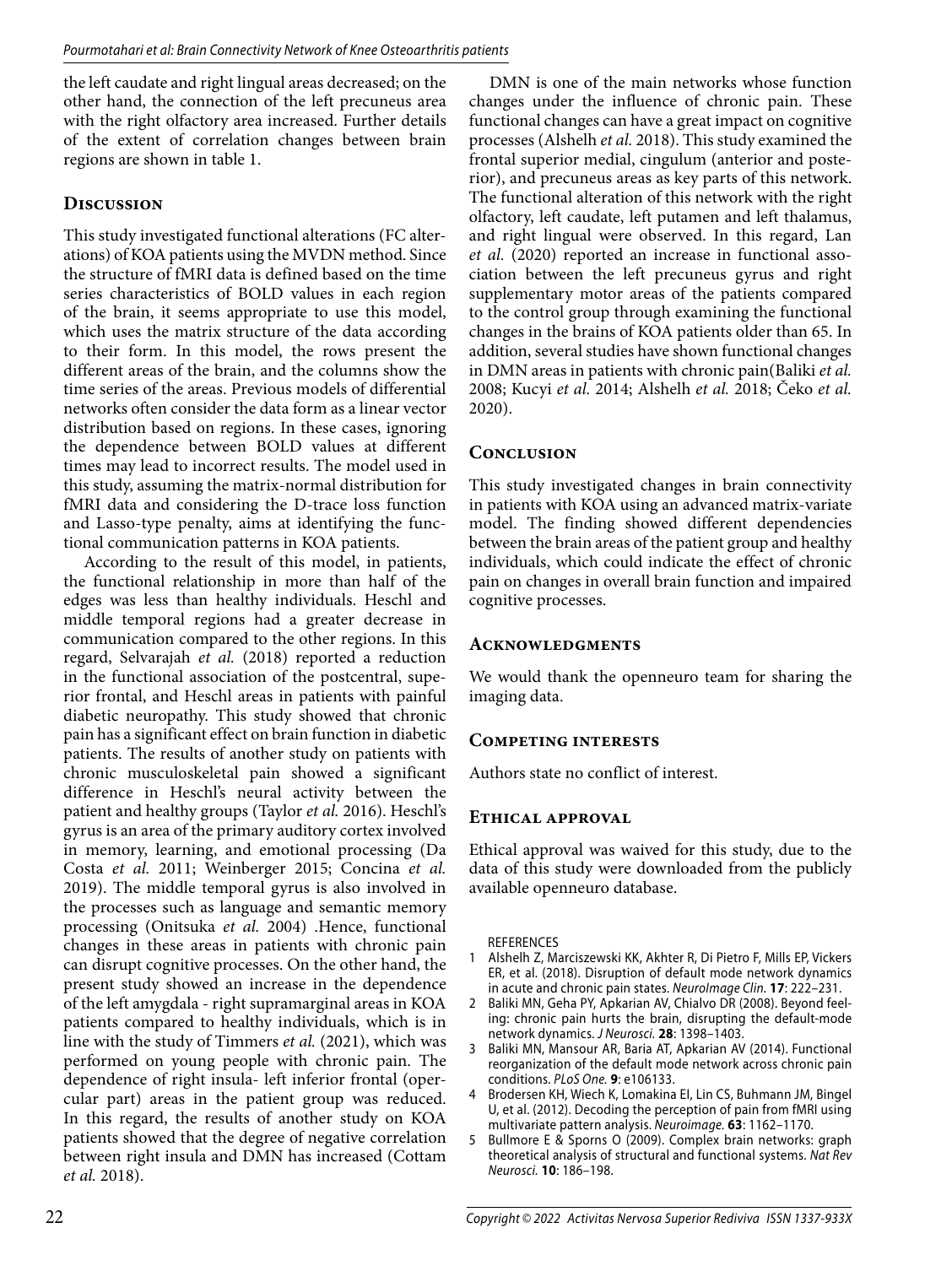the left caudate and right lingual areas decreased; on the other hand, the connection of the left precuneus area with the right olfactory area increased. Further details of the extent of correlation changes between brain regions are shown in table 1.

## Discussion

This study investigated functional alterations (FC alterations) of KOA patients using the MVDN method. Since the structure of fMRI data is defined based on the time series characteristics of BOLD values in each region of the brain, it seems appropriate to use this model, which uses the matrix structure of the data according to their form. In this model, the rows present the different areas of the brain, and the columns show the time series of the areas. Previous models of differential networks often consider the data form as a linear vector distribution based on regions. In these cases, ignoring the dependence between BOLD values at different times may lead to incorrect results. The model used in this study, assuming the matrix-normal distribution for fMRI data and considering the D-trace loss function and Lasso-type penalty, aims at identifying the functional communication patterns in KOA patients.

According to the result of this model, in patients, the functional relationship in more than half of the edges was less than healthy individuals. Heschl and middle temporal regions had a greater decrease in communication compared to the other regions. In this regard, Selvarajah *et al.* (2018) reported a reduction in the functional association of the postcentral, superior frontal, and Heschl areas in patients with painful diabetic neuropathy. This study showed that chronic pain has a significant effect on brain function in diabetic patients. The results of another study on patients with chronic musculoskeletal pain showed a significant difference in Heschl's neural activity between the patient and healthy groups (Taylor *et al.* 2016). Heschl's gyrus is an area of the primary auditory cortex involved in memory, learning, and emotional processing (Da Costa *et al.* 2011; Weinberger 2015; Concina *et al.* 2019). The middle temporal gyrus is also involved in the processes such as language and semantic memory processing (Onitsuka *et al.* 2004) .Hence, functional changes in these areas in patients with chronic pain can disrupt cognitive processes. On the other hand, the present study showed an increase in the dependence of the left amygdala - right supramarginal areas in KOA patients compared to healthy individuals, which is in line with the study of Timmers *et al.* (2021), which was performed on young people with chronic pain. The dependence of right insula- left inferior frontal (opercular part) areas in the patient group was reduced. In this regard, the results of another study on KOA patients showed that the degree of negative correlation between right insula and DMN has increased (Cottam *et al.* 2018).

DMN is one of the main networks whose function changes under the influence of chronic pain. These functional changes can have a great impact on cognitive processes (Alshelh *et al.* 2018). This study examined the frontal superior medial, cingulum (anterior and posterior), and precuneus areas as key parts of this network. The functional alteration of this network with the right olfactory, left caudate, left putamen and left thalamus, and right lingual were observed. In this regard, Lan *et al.* (2020) reported an increase in functional association between the left precuneus gyrus and right supplementary motor areas of the patients compared to the control group through examining the functional changes in the brains of KOA patients older than 65. In addition, several studies have shown functional changes in DMN areas in patients with chronic pain(Baliki *et al.* 2008; Kucyi *et al.* 2014; Alshelh *et al.* 2018; Čeko *et al.* 2020).

## Conclusion

This study investigated changes in brain connectivity in patients with KOA using an advanced matrix-variate model. The finding showed different dependencies between the brain areas of the patient group and healthy individuals, which could indicate the effect of chronic pain on changes in overall brain function and impaired cognitive processes.

## Acknowledgments

We would thank the openneuro team for sharing the imaging data.

## Competing interests

Authors state no conflict of interest.

## Ethical approval

Ethical approval was waived for this study, due to the data of this study were downloaded from the publicly available openneuro database.

REFERENCES

1. Alshelh Z, Marciszewski KK, Akhter R, Di Pietro F, Mills EP, Vickers ER, et al. (2018). Disruption of default mode network dynamics in acute and chronic pain states. *NeuroImage Clin.* **17**: 222–231.
2. Baliki MN, Geha PY, Apkarian AV, Chialvo DR (2008). Beyond feeling: chronic pain hurts the brain, disrupting the default-mode network dynamics. *J Neurosci.* **28**: 1398–1403.
3. Baliki MN, Mansour AR, Baria AT, Apkarian AV (2014). Functional reorganization of the default mode network across chronic pain conditions. *PLoS One.* **9**: e106133.
4. Brodersen KH, Wiech K, Lomakina EI, Lin CS, Buhmann JM, Bingel U, et al. (2012). Decoding the perception of pain from fMRI using multivariate pattern analysis. *Neuroimage.* **63**: 1162–1170.
5. Bullmore E & Sporns O (2009). Complex brain networks: graph theoretical analysis of structural and functional systems. *Nat Rev Neurosci.* **10**: 186–198.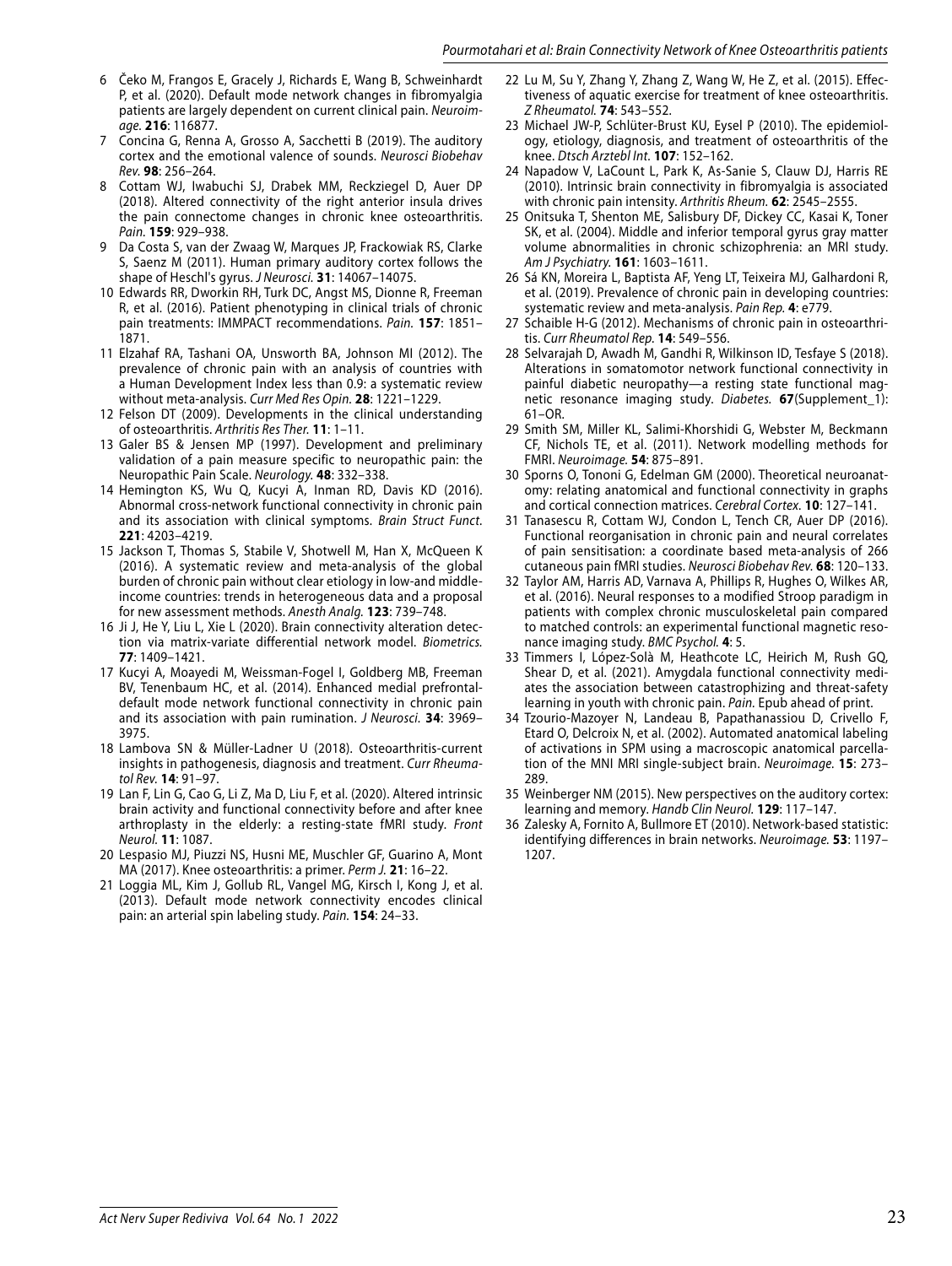6 Čeko M, Frangos E, Gracely J, Richards E, Wang B, Schweinhardt P, et al. (2020). Default mode network changes in fibromyalgia patients are largely dependent on current clinical pain. *Neuroimage.* **216**: 116877.

7 Concina G, Renna A, Grosso A, Sacchetti B (2019). The auditory cortex and the emotional valence of sounds. *Neurosci Biobehav Rev.* **98**: 256–264.

8 Cottam WJ, Iwabuchi SJ, Drabek MM, Reckziegel D, Auer DP (2018). Altered connectivity of the right anterior insula drives the pain connectome changes in chronic knee osteoarthritis. *Pain.* **159**: 929–938.

9 Da Costa S, van der Zwaag W, Marques JP, Frackowiak RS, Clarke S, Saenz M (2011). Human primary auditory cortex follows the shape of Heschl's gyrus. *J Neurosci.* **31**: 14067–14075.

10 Edwards RR, Dworkin RH, Turk DC, Angst MS, Dionne R, Freeman R, et al. (2016). Patient phenotyping in clinical trials of chronic pain treatments: IMMPACT recommendations. *Pain.* **157**: 1851–1871.

11 Elzahaf RA, Tashani OA, Unsworth BA, Johnson MI (2012). The prevalence of chronic pain with an analysis of countries with a Human Development Index less than 0.9: a systematic review without meta-analysis. *Curr Med Res Opin.* **28**: 1221–1229.

12 Felson DT (2009). Developments in the clinical understanding of osteoarthritis. *Arthritis Res Ther.* **11**: 1–11.

13 Galer BS & Jensen MP (1997). Development and preliminary validation of a pain measure specific to neuropathic pain: the Neuropathic Pain Scale. *Neurology.* **48**: 332–338.

14 Hemington KS, Wu Q, Kucyi A, Inman RD, Davis KD (2016). Abnormal cross-network functional connectivity in chronic pain and its association with clinical symptoms. *Brain Struct Funct.* **221**: 4203–4219.

15 Jackson T, Thomas S, Stabile V, Shotwell M, Han X, McQueen K (2016). A systematic review and meta-analysis of the global burden of chronic pain without clear etiology in low-and middle-income countries: trends in heterogeneous data and a proposal for new assessment methods. *Anesth Analg.* **123**: 739–748.

16 Ji J, He Y, Liu L, Xie L (2020). Brain connectivity alteration detection via matrix-variate differential network model. *Biometrics.* **77**: 1409–1421.

17 Kucyi A, Moayedi M, Weissman-Fogel I, Goldberg MB, Freeman BV, Tenenbaum HC, et al. (2014). Enhanced medial prefrontal-default mode network functional connectivity in chronic pain and its association with pain rumination. *J Neurosci.* **34**: 3969–3975.

18 Lambova SN & Müller-Ladner U (2018). Osteoarthritis-current insights in pathogenesis, diagnosis and treatment. *Curr Rheumatol Rev.* **14**: 91–97.

19 Lan F, Lin G, Cao G, Li Z, Ma D, Liu F, et al. (2020). Altered intrinsic brain activity and functional connectivity before and after knee arthroplasty in the elderly: a resting-state fMRI study. *Front Neurol.* **11**: 1087.

20 Lespasio MJ, Piuzzi NS, Husni ME, Muschler GF, Guarino A, Mont MA (2017). Knee osteoarthritis: a primer. *Perm J.* **21**: 16–22.

21 Loggia ML, Kim J, Gollub RL, Vangel MG, Kirsch I, Kong J, et al. (2013). Default mode network connectivity encodes clinical pain: an arterial spin labeling study. *Pain.* **154**: 24–33.

22 Lu M, Su Y, Zhang Y, Zhang Z, Wang W, He Z, et al. (2015). Effectiveness of aquatic exercise for treatment of knee osteoarthritis. *Z Rheumatol.* **74**: 543–552.

23 Michael JW-P, Schlüter-Brust KU, Eysel P (2010). The epidemiology, etiology, diagnosis, and treatment of osteoarthritis of the knee. *Dtsch Arztebl Int.* **107**: 152–162.

24 Napadow V, LaCount L, Park K, As-Sanie S, Clauw DJ, Harris RE (2010). Intrinsic brain connectivity in fibromyalgia is associated with chronic pain intensity. *Arthritis Rheum.* **62**: 2545–2555.

25 Onitsuka T, Shenton ME, Salisbury DF, Dickey CC, Kasai K, Toner SK, et al. (2004). Middle and inferior temporal gyrus gray matter volume abnormalities in chronic schizophrenia: an MRI study. *Am J Psychiatry.* **161**: 1603–1611.

26 Sá KN, Moreira L, Baptista AF, Yeng LT, Teixeira MJ, Galhardoni R, et al. (2019). Prevalence of chronic pain in developing countries: systematic review and meta-analysis. *Pain Rep.* **4**: e779.

27 Schaible H-G (2012). Mechanisms of chronic pain in osteoarthritis. *Curr Rheumatol Rep.* **14**: 549–556.

28 Selvarajah D, Awadh M, Gandhi R, Wilkinson ID, Tesfaye S (2018). Alterations in somatomotor network functional connectivity in painful diabetic neuropathy—a resting state functional magnetic resonance imaging study. *Diabetes.* **67**(Supplement_1): 61–OR.

29 Smith SM, Miller KL, Salimi-Khorshidi G, Webster M, Beckmann CF, Nichols TE, et al. (2011). Network modelling methods for FMRI. *Neuroimage.* **54**: 875–891.

30 Sporns O, Tononi G, Edelman GM (2000). Theoretical neuroanatomy: relating anatomical and functional connectivity in graphs and cortical connection matrices. *Cerebral Cortex.* **10**: 127–141.

31 Tanasescu R, Cottam WJ, Condon L, Tench CR, Auer DP (2016). Functional reorganisation in chronic pain and neural correlates of pain sensitisation: a coordinate based meta-analysis of 266 cutaneous pain fMRI studies. *Neurosci Biobehav Rev.* **68**: 120–133.

32 Taylor AM, Harris AD, Varnava A, Phillips R, Hughes O, Wilkes AR, et al. (2016). Neural responses to a modified Stroop paradigm in patients with complex chronic musculoskeletal pain compared to matched controls: an experimental functional magnetic resonance imaging study. *BMC Psychol.* **4**: 5.

33 Timmers I, López-Solà M, Heathcote LC, Heirich M, Rush GQ, Shear D, et al. (2021). Amygdala functional connectivity mediates the association between catastrophizing and threat-safety learning in youth with chronic pain. *Pain.* Epub ahead of print.

34 Tzourio-Mazoyer N, Landeau B, Papathanassiou D, Crivello F, Etard O, Delcroix N, et al. (2002). Automated anatomical labeling of activations in SPM using a macroscopic anatomical parcellation of the MNI MRI single-subject brain. *Neuroimage.* **15**: 273–289.

35 Weinberger NM (2015). New perspectives on the auditory cortex: learning and memory. *Handb Clin Neurol.* **129**: 117–147.

36 Zalesky A, Fornito A, Bullmore ET (2010). Network-based statistic: identifying differences in brain networks. *Neuroimage.* **53**: 1197–1207.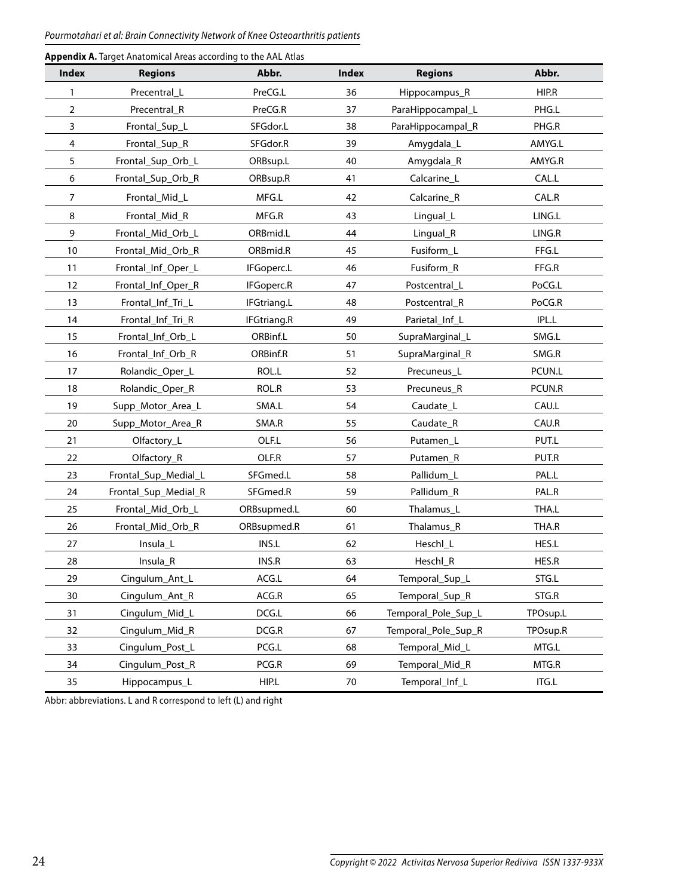**Appendix A.** Target Anatomical Areas according to the AAL Atlas

| Index | Regions | Abbr. | Index | Regions | Abbr. |
|---|---|---|---|---|---|
| 1 | Precentral_L | PreCG.L | 36 | Hippocampus_R | HIP.R |
| 2 | Precentral_R | PreCG.R | 37 | ParaHippocampal_L | PHG.L |
| 3 | Frontal_Sup_L | SFGdor.L | 38 | ParaHippocampal_R | PHG.R |
| 4 | Frontal_Sup_R | SFGdor.R | 39 | Amygdala_L | AMYG.L |
| 5 | Frontal_Sup_Orb_L | ORBsup.L | 40 | Amygdala_R | AMYG.R |
| 6 | Frontal_Sup_Orb_R | ORBsup.R | 41 | Calcarine_L | CAL.L |
| 7 | Frontal_Mid_L | MFG.L | 42 | Calcarine_R | CAL.R |
| 8 | Frontal_Mid_R | MFG.R | 43 | Lingual_L | LING.L |
| 9 | Frontal_Mid_Orb_L | ORBmid.L | 44 | Lingual_R | LING.R |
| 10 | Frontal_Mid_Orb_R | ORBmid.R | 45 | Fusiform_L | FFG.L |
| 11 | Frontal_Inf_Oper_L | IFGoperc.L | 46 | Fusiform_R | FFG.R |
| 12 | Frontal_Inf_Oper_R | IFGoperc.R | 47 | Postcentral_L | PoCG.L |
| 13 | Frontal_Inf_Tri_L | IFGtriang.L | 48 | Postcentral_R | PoCG.R |
| 14 | Frontal_Inf_Tri_R | IFGtriang.R | 49 | Parietal_Inf_L | IPL.L |
| 15 | Frontal_Inf_Orb_L | ORBinf.L | 50 | SupraMarginal_L | SMG.L |
| 16 | Frontal_Inf_Orb_R | ORBinf.R | 51 | SupraMarginal_R | SMG.R |
| 17 | Rolandic_Oper_L | ROL.L | 52 | Precuneus_L | PCUN.L |
| 18 | Rolandic_Oper_R | ROL.R | 53 | Precuneus_R | PCUN.R |
| 19 | Supp_Motor_Area_L | SMA.L | 54 | Caudate_L | CAU.L |
| 20 | Supp_Motor_Area_R | SMA.R | 55 | Caudate_R | CAU.R |
| 21 | Olfactory_L | OLF.L | 56 | Putamen_L | PUT.L |
| 22 | Olfactory_R | OLF.R | 57 | Putamen_R | PUT.R |
| 23 | Frontal_Sup_Medial_L | SFGmed.L | 58 | Pallidum_L | PAL.L |
| 24 | Frontal_Sup_Medial_R | SFGmed.R | 59 | Pallidum_R | PAL.R |
| 25 | Frontal_Mid_Orb_L | ORBsupmed.L | 60 | Thalamus_L | THA.L |
| 26 | Frontal_Mid_Orb_R | ORBsupmed.R | 61 | Thalamus_R | THA.R |
| 27 | Insula_L | INS.L | 62 | Heschl_L | HES.L |
| 28 | Insula_R | INS.R | 63 | Heschl_R | HES.R |
| 29 | Cingulum_Ant_L | ACG.L | 64 | Temporal_Sup_L | STG.L |
| 30 | Cingulum_Ant_R | ACG.R | 65 | Temporal_Sup_R | STG.R |
| 31 | Cingulum_Mid_L | DCG.L | 66 | Temporal_Pole_Sup_L | TPOsup.L |
| 32 | Cingulum_Mid_R | DCG.R | 67 | Temporal_Pole_Sup_R | TPOsup.R |
| 33 | Cingulum_Post_L | PCG.L | 68 | Temporal_Mid_L | MTG.L |
| 34 | Cingulum_Post_R | PCG.R | 69 | Temporal_Mid_R | MTG.R |
| 35 | Hippocampus_L | HIP.L | 70 | Temporal_Inf_L | ITG.L |

Abbr: abbreviations. L and R correspond to left (L) and right